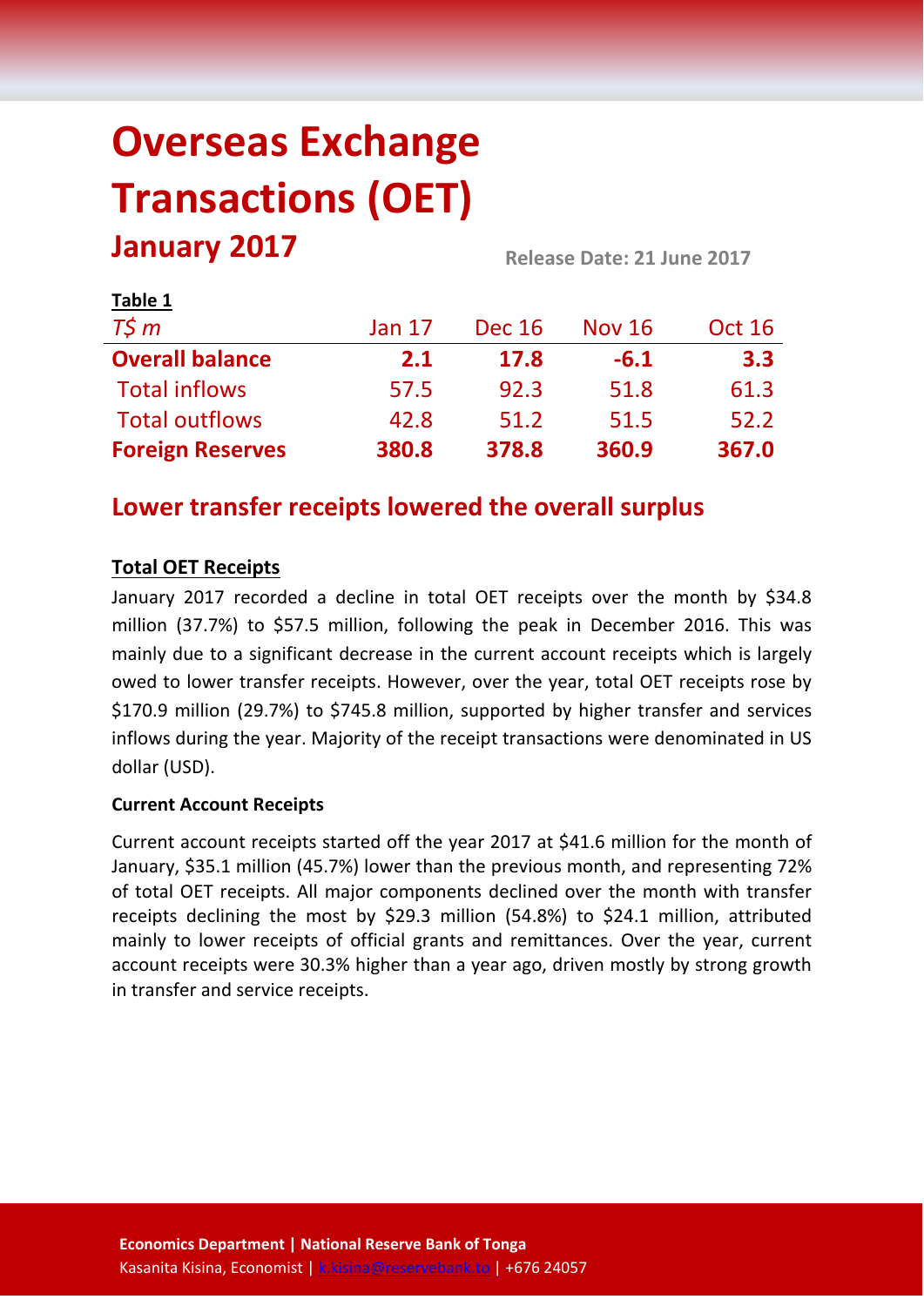# Overseas Exchange Transactions (OET)

## January 2017

**Release Date: 21 June 2017**

**Table 1**

| *T$ m* | Jan 17 | Dec 16 | Nov 16 | Oct 16 |
|---|---|---|---|---|
| **Overall balance** | **2.1** | **17.8** | **-6.1** | **3.3** |
| Total inflows | 57.5 | 92.3 | 51.8 | 61.3 |
| Total outflows | 42.8 | 51.2 | 51.5 | 52.2 |
| **Foreign Reserves** | **380.8** | **378.8** | **360.9** | **367.0** |

## Lower transfer receipts lowered the overall surplus

### Total OET Receipts

January 2017 recorded a decline in total OET receipts over the month by $34.8 million (37.7%) to $57.5 million, following the peak in December 2016. This was mainly due to a significant decrease in the current account receipts which is largely owed to lower transfer receipts. However, over the year, total OET receipts rose by $170.9 million (29.7%) to $745.8 million, supported by higher transfer and services inflows during the year. Majority of the receipt transactions were denominated in US dollar (USD).

**Current Account Receipts**

Current account receipts started off the year 2017 at $41.6 million for the month of January, $35.1 million (45.7%) lower than the previous month, and representing 72% of total OET receipts. All major components declined over the month with transfer receipts declining the most by $29.3 million (54.8%) to $24.1 million, attributed mainly to lower receipts of official grants and remittances. Over the year, current account receipts were 30.3% higher than a year ago, driven mostly by strong growth in transfer and service receipts.

**Economics Department | National Reserve Bank of Tonga**
Kasanita Kisina, Economist | k.kisina@reservebank.to | +676 24057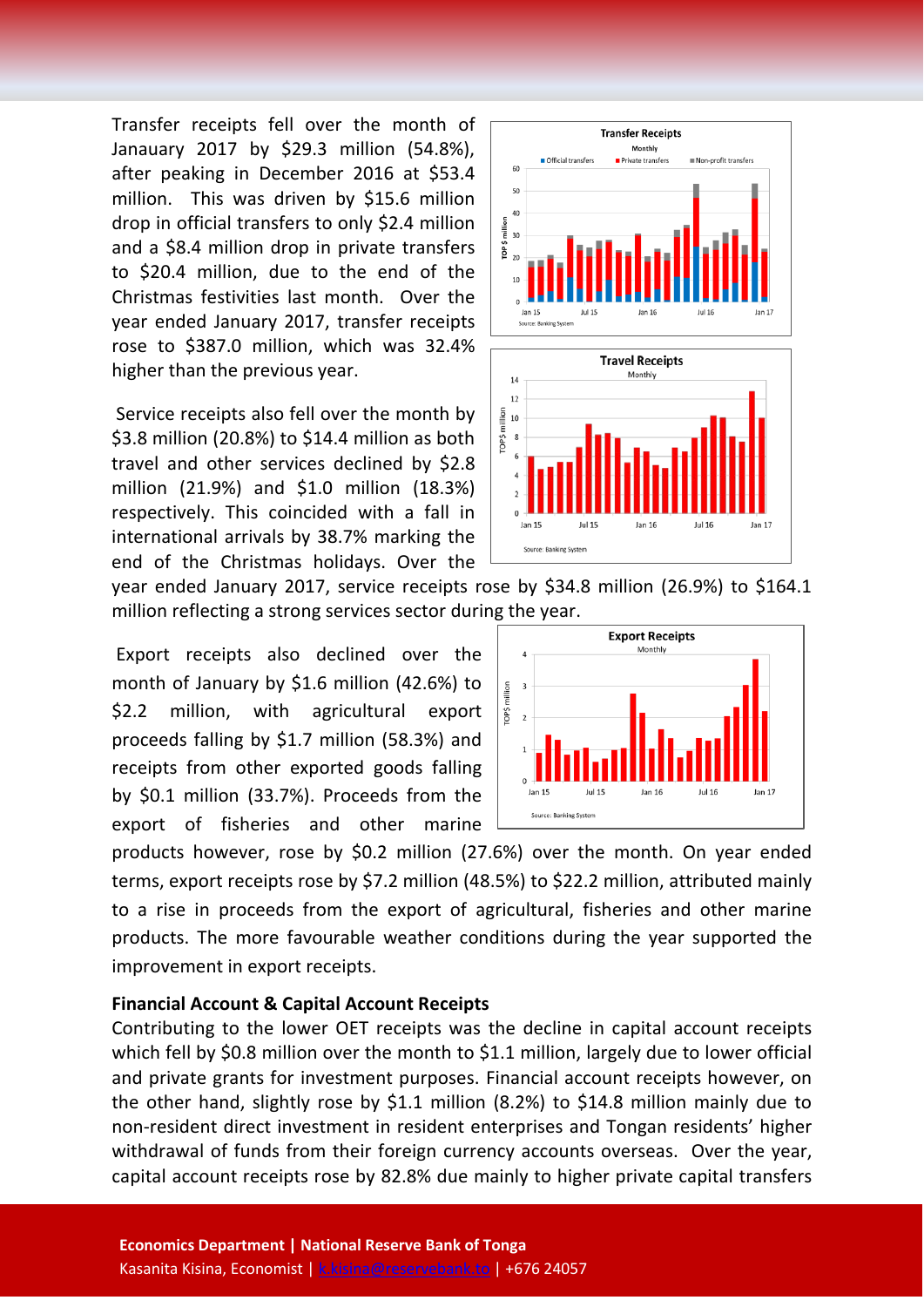Transfer receipts fell over the month of Janauary 2017 by $29.3 million (54.8%), after peaking in December 2016 at $53.4 million. This was driven by $15.6 million drop in official transfers to only $2.4 million and a $8.4 million drop in private transfers to $20.4 million, due to the end of the Christmas festivities last month. Over the year ended January 2017, transfer receipts rose to $387.0 million, which was 32.4% higher than the previous year.

Service receipts also fell over the month by $3.8 million (20.8%) to $14.4 million as both travel and other services declined by $2.8 million (21.9%) and $1.0 million (18.3%) respectively. This coincided with a fall in international arrivals by 38.7% marking the end of the Christmas holidays. Over the year ended January 2017, service receipts rose by $34.8 million (26.9%) to $164.1 million reflecting a strong services sector during the year.

Export receipts also declined over the month of January by $1.6 million (42.6%) to $2.2 million, with agricultural export proceeds falling by $1.7 million (58.3%) and receipts from other exported goods falling by $0.1 million (33.7%). Proceeds from the export of fisheries and other marine products however, rose by $0.2 million (27.6%) over the month. On year ended terms, export receipts rose by $7.2 million (48.5%) to $22.2 million, attributed mainly to a rise in proceeds from the export of agricultural, fisheries and other marine products. The more favourable weather conditions during the year supported the improvement in export receipts.

**Financial Account & Capital Account Receipts**

Contributing to the lower OET receipts was the decline in capital account receipts which fell by $0.8 million over the month to $1.1 million, largely due to lower official and private grants for investment purposes. Financial account receipts however, on the other hand, slightly rose by $1.1 million (8.2%) to $14.8 million mainly due to non-resident direct investment in resident enterprises and Tongan residents' higher withdrawal of funds from their foreign currency accounts overseas. Over the year, capital account receipts rose by 82.8% due mainly to higher private capital transfers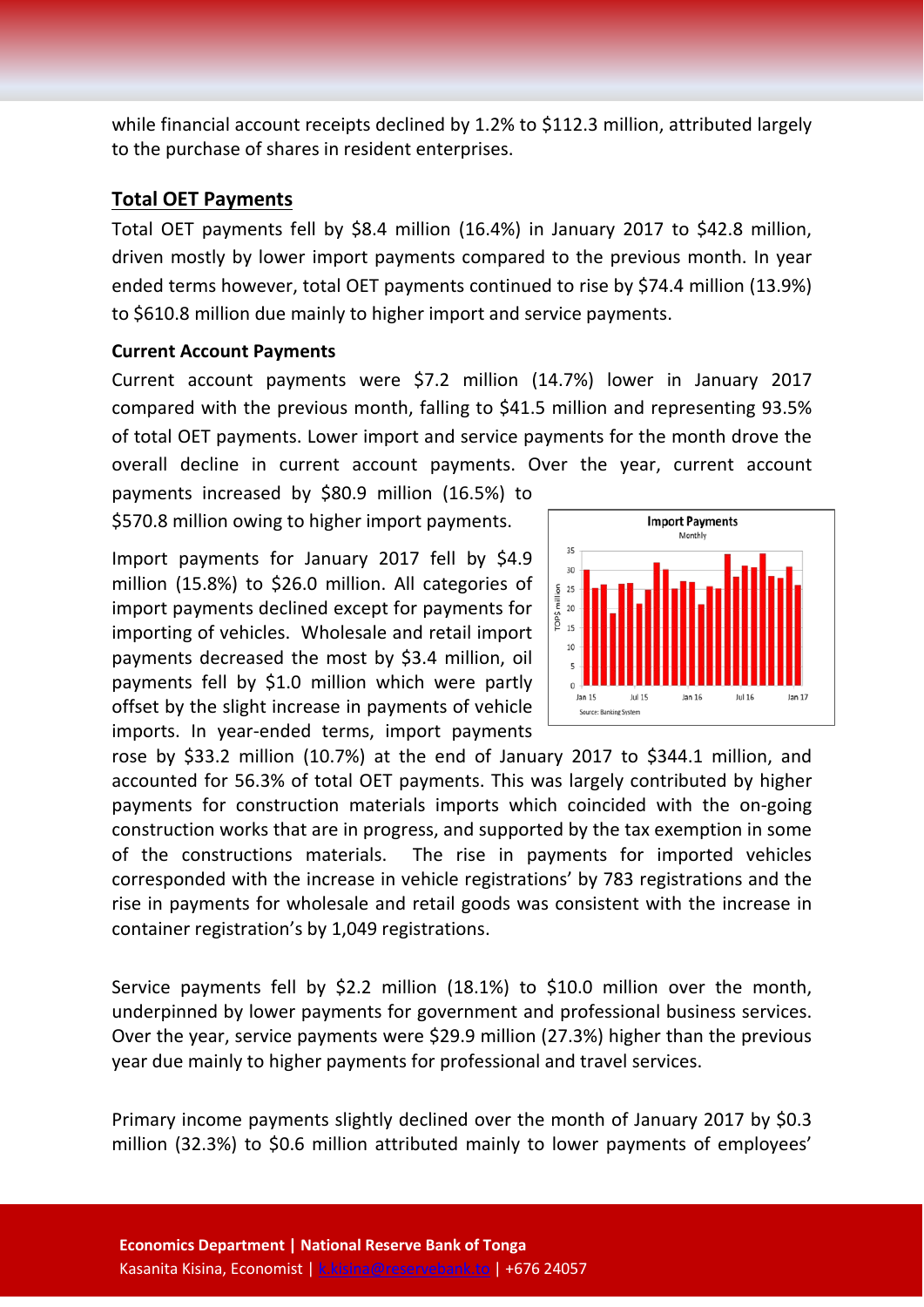while financial account receipts declined by 1.2% to $112.3 million, attributed largely to the purchase of shares in resident enterprises.

## Total OET Payments

Total OET payments fell by $8.4 million (16.4%) in January 2017 to $42.8 million, driven mostly by lower import payments compared to the previous month. In year ended terms however, total OET payments continued to rise by $74.4 million (13.9%) to $610.8 million due mainly to higher import and service payments.

### Current Account Payments

Current account payments were $7.2 million (14.7%) lower in January 2017 compared with the previous month, falling to $41.5 million and representing 93.5% of total OET payments. Lower import and service payments for the month drove the overall decline in current account payments. Over the year, current account payments increased by $80.9 million (16.5%) to $570.8 million owing to higher import payments.

Import payments for January 2017 fell by $4.9 million (15.8%) to $26.0 million. All categories of import payments declined except for payments for importing of vehicles. Wholesale and retail import payments decreased the most by $3.4 million, oil payments fell by $1.0 million which were partly offset by the slight increase in payments of vehicle imports. In year-ended terms, import payments rose by $33.2 million (10.7%) at the end of January 2017 to $344.1 million, and accounted for 56.3% of total OET payments. This was largely contributed by higher payments for construction materials imports which coincided with the on-going construction works that are in progress, and supported by the tax exemption in some of the constructions materials. The rise in payments for imported vehicles corresponded with the increase in vehicle registrations' by 783 registrations and the rise in payments for wholesale and retail goods was consistent with the increase in container registration's by 1,049 registrations.

Service payments fell by $2.2 million (18.1%) to $10.0 million over the month, underpinned by lower payments for government and professional business services. Over the year, service payments were $29.9 million (27.3%) higher than the previous year due mainly to higher payments for professional and travel services.

Primary income payments slightly declined over the month of January 2017 by $0.3 million (32.3%) to $0.6 million attributed mainly to lower payments of employees'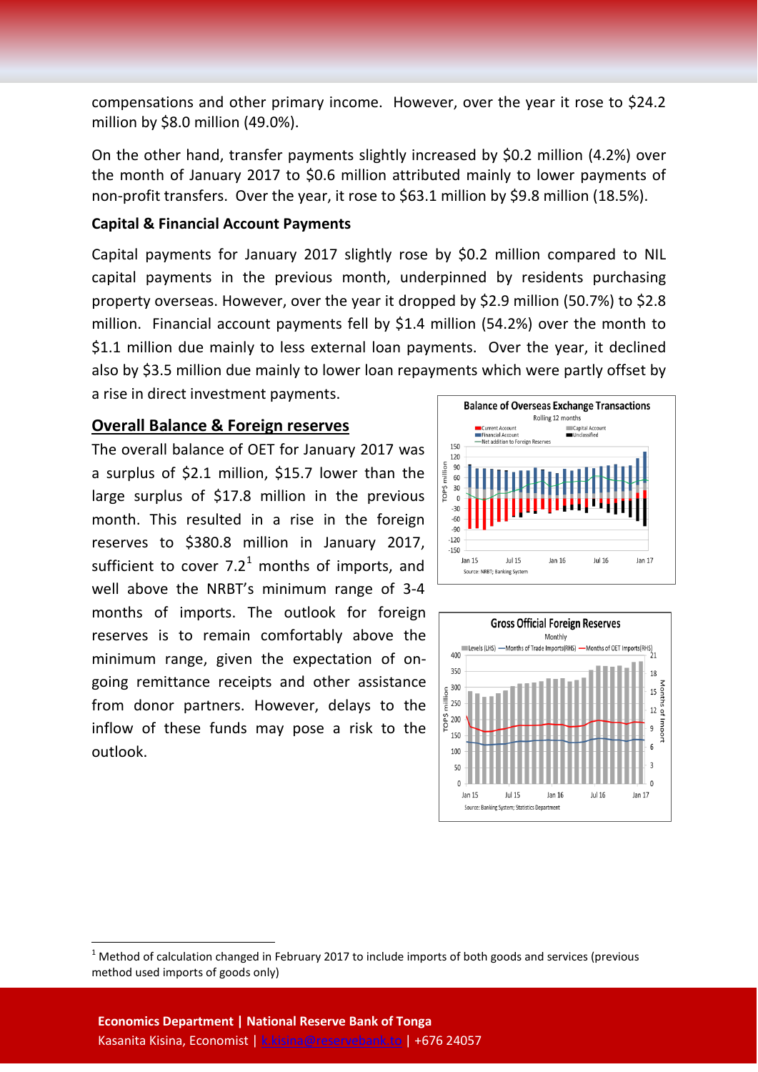compensations and other primary income. However, over the year it rose to $24.2 million by $8.0 million (49.0%).

On the other hand, transfer payments slightly increased by $0.2 million (4.2%) over the month of January 2017 to $0.6 million attributed mainly to lower payments of non-profit transfers. Over the year, it rose to $63.1 million by $9.8 million (18.5%).

**Capital & Financial Account Payments**

Capital payments for January 2017 slightly rose by $0.2 million compared to NIL capital payments in the previous month, underpinned by residents purchasing property overseas. However, over the year it dropped by $2.9 million (50.7%) to $2.8 million. Financial account payments fell by $1.4 million (54.2%) over the month to $1.1 million due mainly to less external loan payments. Over the year, it declined also by $3.5 million due mainly to lower loan repayments which were partly offset by a rise in direct investment payments.

## Overall Balance & Foreign reserves

The overall balance of OET for January 2017 was a surplus of $2.1 million, $15.7 lower than the large surplus of $17.8 million in the previous month. This resulted in a rise in the foreign reserves to $380.8 million in January 2017, sufficient to cover 7.2[1] months of imports, and well above the NRBT's minimum range of 3-4 months of imports. The outlook for foreign reserves is to remain comfortably above the minimum range, given the expectation of on-going remittance receipts and other assistance from donor partners. However, delays to the inflow of these funds may pose a risk to the outlook.

[1] Method of calculation changed in February 2017 to include imports of both goods and services (previous method used imports of goods only)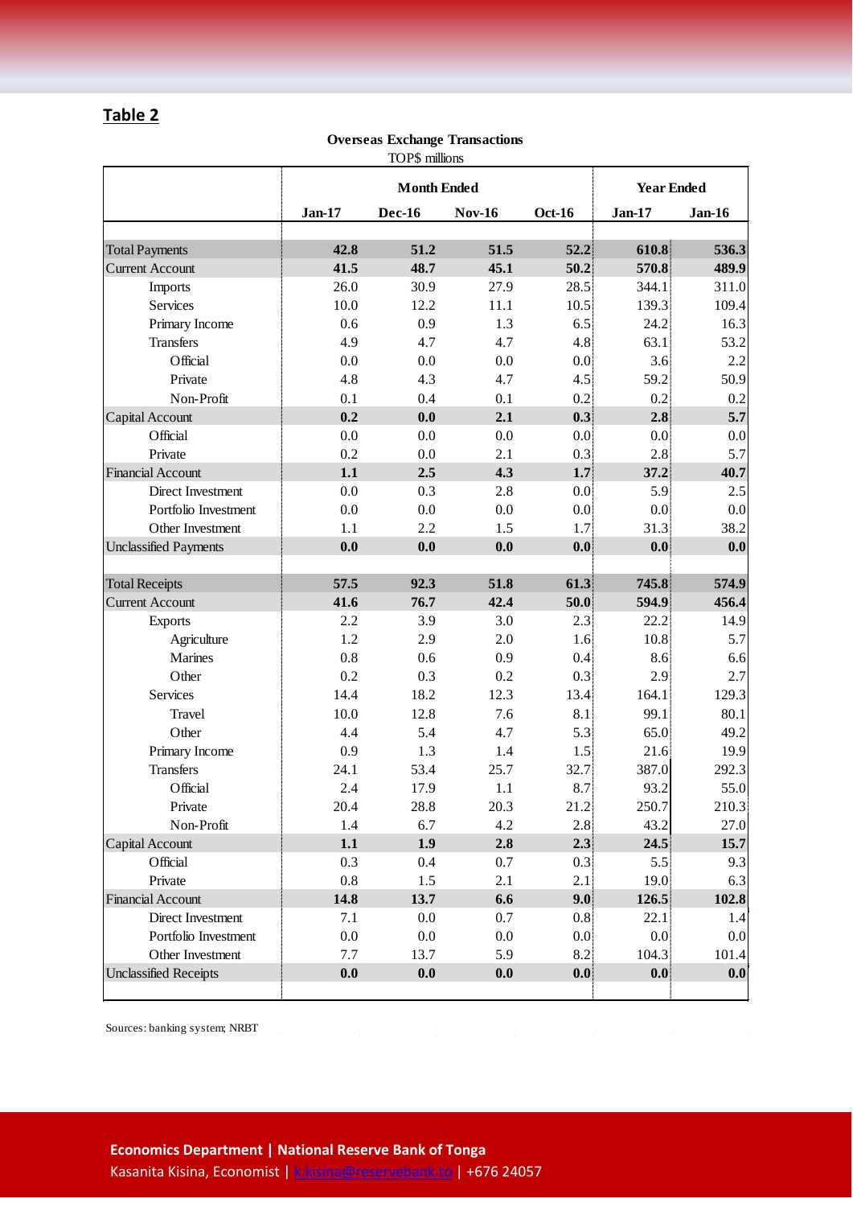## Table 2

**Overseas Exchange Transactions**
TOP$ millions

| | Month Ended | | | | Year Ended | |
|---|---|---|---|---|---|---|
| | **Jan-17** | **Dec-16** | **Nov-16** | **Oct-16** | **Jan-17** | **Jan-16** |
| Total Payments | **42.8** | **51.2** | **51.5** | **52.2** | **610.8** | **536.3** |
| Current Account | **41.5** | **48.7** | **45.1** | **50.2** | **570.8** | **489.9** |
| Imports | 26.0 | 30.9 | 27.9 | 28.5 | 344.1 | 311.0 |
| Services | 10.0 | 12.2 | 11.1 | 10.5 | 139.3 | 109.4 |
| Primary Income | 0.6 | 0.9 | 1.3 | 6.5 | 24.2 | 16.3 |
| Transfers | 4.9 | 4.7 | 4.7 | 4.8 | 63.1 | 53.2 |
| Official | 0.0 | 0.0 | 0.0 | 0.0 | 3.6 | 2.2 |
| Private | 4.8 | 4.3 | 4.7 | 4.5 | 59.2 | 50.9 |
| Non-Profit | 0.1 | 0.4 | 0.1 | 0.2 | 0.2 | 0.2 |
| Capital Account | **0.2** | **0.0** | **2.1** | **0.3** | **2.8** | **5.7** |
| Official | 0.0 | 0.0 | 0.0 | 0.0 | 0.0 | 0.0 |
| Private | 0.2 | 0.0 | 2.1 | 0.3 | 2.8 | 5.7 |
| Financial Account | **1.1** | **2.5** | **4.3** | **1.7** | **37.2** | **40.7** |
| Direct Investment | 0.0 | 0.3 | 2.8 | 0.0 | 5.9 | 2.5 |
| Portfolio Investment | 0.0 | 0.0 | 0.0 | 0.0 | 0.0 | 0.0 |
| Other Investment | 1.1 | 2.2 | 1.5 | 1.7 | 31.3 | 38.2 |
| Unclassified Payments | **0.0** | **0.0** | **0.0** | **0.0** | **0.0** | **0.0** |
| Total Receipts | **57.5** | **92.3** | **51.8** | **61.3** | **745.8** | **574.9** |
| Current Account | **41.6** | **76.7** | **42.4** | **50.0** | **594.9** | **456.4** |
| Exports | 2.2 | 3.9 | 3.0 | 2.3 | 22.2 | 14.9 |
| Agriculture | 1.2 | 2.9 | 2.0 | 1.6 | 10.8 | 5.7 |
| Marines | 0.8 | 0.6 | 0.9 | 0.4 | 8.6 | 6.6 |
| Other | 0.2 | 0.3 | 0.2 | 0.3 | 2.9 | 2.7 |
| Services | 14.4 | 18.2 | 12.3 | 13.4 | 164.1 | 129.3 |
| Travel | 10.0 | 12.8 | 7.6 | 8.1 | 99.1 | 80.1 |
| Other | 4.4 | 5.4 | 4.7 | 5.3 | 65.0 | 49.2 |
| Primary Income | 0.9 | 1.3 | 1.4 | 1.5 | 21.6 | 19.9 |
| Transfers | 24.1 | 53.4 | 25.7 | 32.7 | 387.0 | 292.3 |
| Official | 2.4 | 17.9 | 1.1 | 8.7 | 93.2 | 55.0 |
| Private | 20.4 | 28.8 | 20.3 | 21.2 | 250.7 | 210.3 |
| Non-Profit | 1.4 | 6.7 | 4.2 | 2.8 | 43.2 | 27.0 |
| Capital Account | **1.1** | **1.9** | **2.8** | **2.3** | **24.5** | **15.7** |
| Official | 0.3 | 0.4 | 0.7 | 0.3 | 5.5 | 9.3 |
| Private | 0.8 | 1.5 | 2.1 | 2.1 | 19.0 | 6.3 |
| Financial Account | **14.8** | **13.7** | **6.6** | **9.0** | **126.5** | **102.8** |
| Direct Investment | 7.1 | 0.0 | 0.7 | 0.8 | 22.1 | 1.4 |
| Portfolio Investment | 0.0 | 0.0 | 0.0 | 0.0 | 0.0 | 0.0 |
| Other Investment | 7.7 | 13.7 | 5.9 | 8.2 | 104.3 | 101.4 |
| Unclassified Receipts | **0.0** | **0.0** | **0.0** | **0.0** | **0.0** | **0.0** |

Sources: banking system; NRBT

**Economics Department | National Reserve Bank of Tonga**
Kasanita Kisina, Economist | k.kisina@reservebank.to | +676 24057